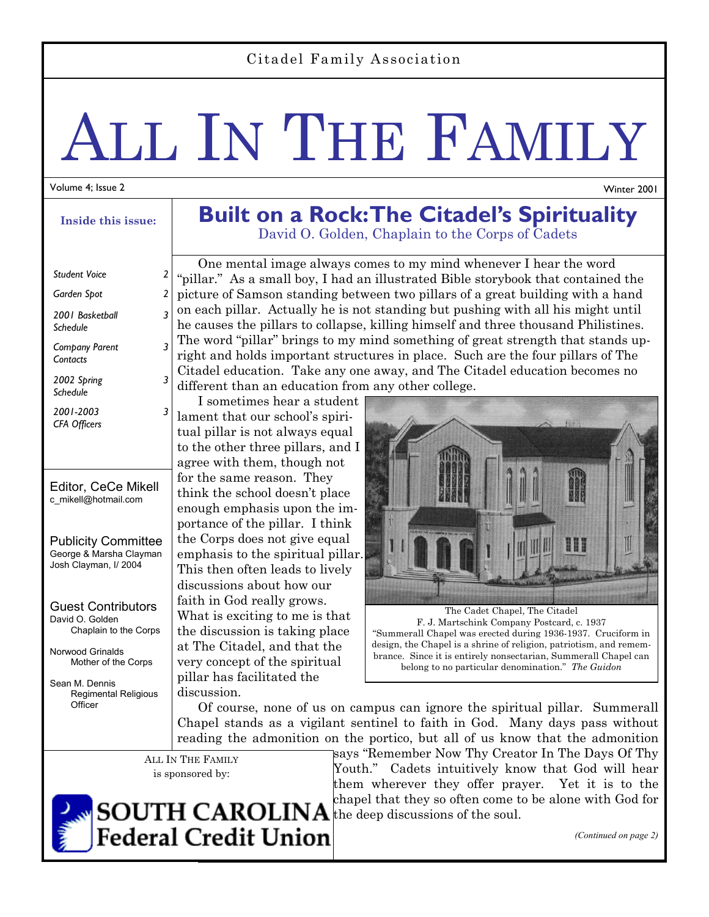Citadel Family Association

# ALL IN THE FAMILY

Volume 4; Issue 2 — Winter 2001

**Inside this issue:**

| | |
|---|---|
| *Student Voice* | 2 |
| *Garden Spot* | 2 |
| *2001 Basketball Schedule* | 3 |
| *Company Parent Contacts* | 3 |
| *2002 Spring Schedule* | 3 |
| *2001-2003 CFA Officers* | 3 |

Editor, CeCe Mikell
c_mikell@hotmail.com

Publicity Committee
George & Marsha Clayman
Josh Clayman, I/ 2004

Guest Contributors
David O. Golden
Chaplain to the Corps

Norwood Grinalds
Mother of the Corps

Sean M. Dennis
Regimental Religious Officer

ALL IN THE FAMILY is sponsored by:

SOUTH CAROLINA Federal Credit Union

## Built on a Rock: The Citadel's Spirituality

David O. Golden, Chaplain to the Corps of Cadets

One mental image always comes to my mind whenever I hear the word "pillar." As a small boy, I had an illustrated Bible storybook that contained the picture of Samson standing between two pillars of a great building with a hand on each pillar. Actually he is not standing but pushing with all his might until he causes the pillars to collapse, killing himself and three thousand Philistines. The word "pillar" brings to my mind something of great strength that stands upright and holds important structures in place. Such are the four pillars of The Citadel education. Take any one away, and The Citadel education becomes no different than an education from any other college.

I sometimes hear a student lament that our school's spiritual pillar is not always equal to the other three pillars, and I agree with them, though not for the same reason. They think the school doesn't place enough emphasis upon the importance of the pillar. I think the Corps does not give equal emphasis to the spiritual pillar. This then often leads to lively discussions about how our faith in God really grows. What is exciting to me is that the discussion is taking place at The Citadel, and that the very concept of the spiritual pillar has facilitated the discussion.

The Cadet Chapel, The Citadel
F. J. Martschink Company Postcard, c. 1937
"Summerall Chapel was erected during 1936-1937. Cruciform in design, the Chapel is a shrine of religion, patriotism, and remembrance. Since it is entirely nonsectarian, Summerall Chapel can belong to no particular denomination." *The Guidon*

Of course, none of us on campus can ignore the spiritual pillar. Summerall Chapel stands as a vigilant sentinel to faith in God. Many days pass without reading the admonition on the portico, but all of us know that the admonition says "Remember Now Thy Creator In The Days Of Thy Youth." Cadets intuitively know that God will hear them wherever they offer prayer. Yet it is to the chapel that they so often come to be alone with God for the deep discussions of the soul.

*(Continued on page 2)*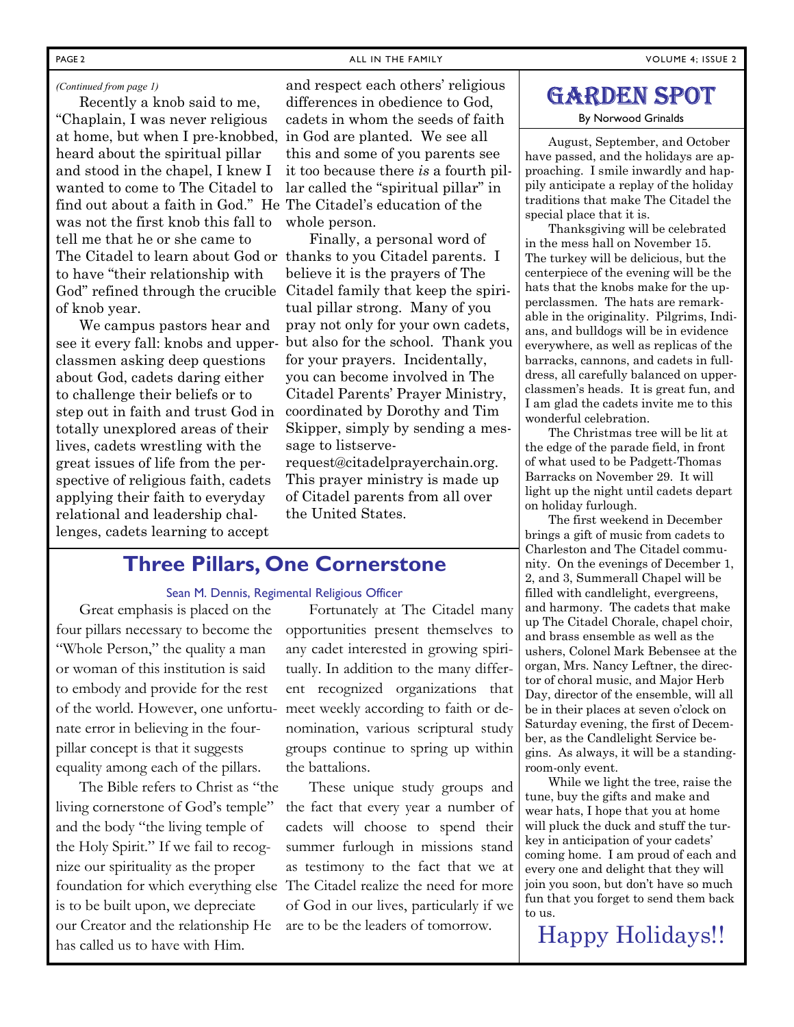*(Continued from page 1)*

Recently a knob said to me, "Chaplain, I was never religious at home, but when I pre-knobbed, heard about the spiritual pillar and stood in the chapel, I knew I wanted to come to The Citadel to find out about a faith in God." He was not the first knob this fall to tell me that he or she came to The Citadel to learn about God or to have "their relationship with God" refined through the crucible of knob year.

We campus pastors hear and see it every fall: knobs and upperclassmen asking deep questions about God, cadets daring either to challenge their beliefs or to step out in faith and trust God in totally unexplored areas of their lives, cadets wrestling with the great issues of life from the perspective of religious faith, cadets applying their faith to everyday relational and leadership challenges, cadets learning to accept and respect each others' religious differences in obedience to God, cadets in whom the seeds of faith in God are planted. We see all this and some of you parents see it too because there *is* a fourth pillar called the "spiritual pillar" in The Citadel's education of the whole person.

Finally, a personal word of thanks to you Citadel parents. I believe it is the prayers of The Citadel family that keep the spiritual pillar strong. Many of you pray not only for your own cadets, but also for the school. Thank you for your prayers. Incidentally, you can become involved in The Citadel Parents' Prayer Ministry, coordinated by Dorothy and Tim Skipper, simply by sending a message to listserve-request@citadelprayerchain.org. This prayer ministry is made up of Citadel parents from all over the United States.

## Three Pillars, One Cornerstone

Sean M. Dennis, Regimental Religious Officer

Great emphasis is placed on the four pillars necessary to become the "Whole Person," the quality a man or woman of this institution is said to embody and provide for the rest of the world. However, one unfortunate error in believing in the four-pillar concept is that it suggests equality among each of the pillars.

The Bible refers to Christ as "the living cornerstone of God's temple" and the body "the living temple of the Holy Spirit." If we fail to recognize our spirituality as the proper foundation for which everything else is to be built upon, we depreciate our Creator and the relationship He has called us to have with Him.

Fortunately at The Citadel many opportunities present themselves to any cadet interested in growing spiritually. In addition to the many different recognized organizations that meet weekly according to faith or denomination, various scriptural study groups continue to spring up within the battalions.

These unique study groups and the fact that every year a number of cadets will choose to spend their summer furlough in missions stand as testimony to the fact that we at The Citadel realize the need for more of God in our lives, particularly if we are to be the leaders of tomorrow.

## Garden Spot

By Norwood Grinalds

August, September, and October have passed, and the holidays are approaching. I smile inwardly and happily anticipate a replay of the holiday traditions that make The Citadel the special place that it is.

Thanksgiving will be celebrated in the mess hall on November 15. The turkey will be delicious, but the centerpiece of the evening will be the hats that the knobs make for the upperclassmen. The hats are remarkable in the originality. Pilgrims, Indians, and bulldogs will be in evidence everywhere, as well as replicas of the barracks, cannons, and cadets in full-dress, all carefully balanced on upperclassmen's heads. It is great fun, and I am glad the cadets invite me to this wonderful celebration.

The Christmas tree will be lit at the edge of the parade field, in front of what used to be Padgett-Thomas Barracks on November 29. It will light up the night until cadets depart on holiday furlough.

The first weekend in December brings a gift of music from cadets to Charleston and The Citadel community. On the evenings of December 1, 2, and 3, Summerall Chapel will be filled with candlelight, evergreens, and harmony. The cadets that make up The Citadel Chorale, chapel choir, and brass ensemble as well as the ushers, Colonel Mark Bebensee at the organ, Mrs. Nancy Leftner, the director of choral music, and Major Herb Day, director of the ensemble, will all be in their places at seven o'clock on Saturday evening, the first of December, as the Candlelight Service begins. As always, it will be a standing-room-only event.

While we light the tree, raise the tune, buy the gifts and make and wear hats, I hope that you at home will pluck the duck and stuff the turkey in anticipation of your cadets' coming home. I am proud of each and every one and delight that they will join you soon, but don't have so much fun that you forget to send them back to us.

Happy Holidays!!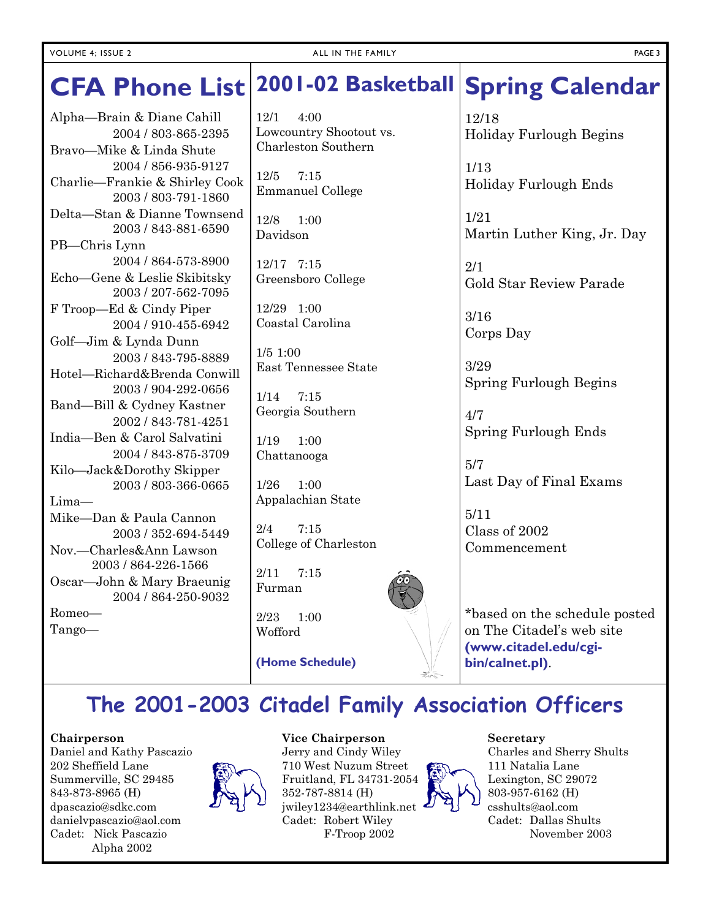# CFA Phone List

Alpha—Brain & Diane Cahill
2004 / 803-865-2395

Bravo—Mike & Linda Shute
2004 / 856-935-9127

Charlie—Frankie & Shirley Cook
2003 / 803-791-1860

Delta—Stan & Dianne Townsend
2003 / 843-881-6590

PB—Chris Lynn
2004 / 864-573-8900

Echo—Gene & Leslie Skibitsky
2003 / 207-562-7095

F Troop—Ed & Cindy Piper
2004 / 910-455-6942

Golf—Jim & Lynda Dunn
2003 / 843-795-8889

Hotel—Richard&Brenda Conwill
2003 / 904-292-0656

Band—Bill & Cydney Kastner
2002 / 843-781-4251

India—Ben & Carol Salvatini
2004 / 843-875-3709

Kilo—Jack&Dorothy Skipper
2003 / 803-366-0665

Lima—

Mike—Dan & Paula Cannon
2003 / 352-694-5449

Nov.—Charles&Ann Lawson
2003 / 864-226-1566

Oscar—John & Mary Braeunig
2004 / 864-250-9032

Romeo—

Tango—

# 2001-02 Basketball

12/1 4:00
Lowcountry Shootout vs. Charleston Southern

12/5 7:15
Emmanuel College

12/8 1:00
Davidson

12/17 7:15
Greensboro College

12/29 1:00
Coastal Carolina

1/5 1:00
East Tennessee State

1/14 7:15
Georgia Southern

1/19 1:00
Chattanooga

1/26 1:00
Appalachian State

2/4 7:15
College of Charleston

2/11 7:15
Furman

2/23 1:00
Wofford

**(Home Schedule)**

# Spring Calendar

12/18
Holiday Furlough Begins

1/13
Holiday Furlough Ends

1/21
Martin Luther King, Jr. Day

2/1
Gold Star Review Parade

3/16
Corps Day

3/29
Spring Furlough Begins

4/7
Spring Furlough Ends

5/7
Last Day of Final Exams

5/11
Class of 2002 Commencement

*based on the schedule posted on The Citadel's web site **(www.citadel.edu/cgi-bin/calnet.pl)**.

## The 2001-2003 Citadel Family Association Officers

**Chairperson**
Daniel and Kathy Pascazio
202 Sheffield Lane
Summerville, SC 29485
843-873-8965 (H)
dpascazio@sdkc.com
danielvpascazio@aol.com
Cadet: Nick Pascazio
Alpha 2002

**Vice Chairperson**
Jerry and Cindy Wiley
710 West Nuzum Street
Fruitland, FL 34731-2054
352-787-8814 (H)
jwiley1234@earthlink.net
Cadet: Robert Wiley
F-Troop 2002

**Secretary**
Charles and Sherry Shults
111 Natalia Lane
Lexington, SC 29072
803-957-6162 (H)
csshults@aol.com
Cadet: Dallas Shults
November 2003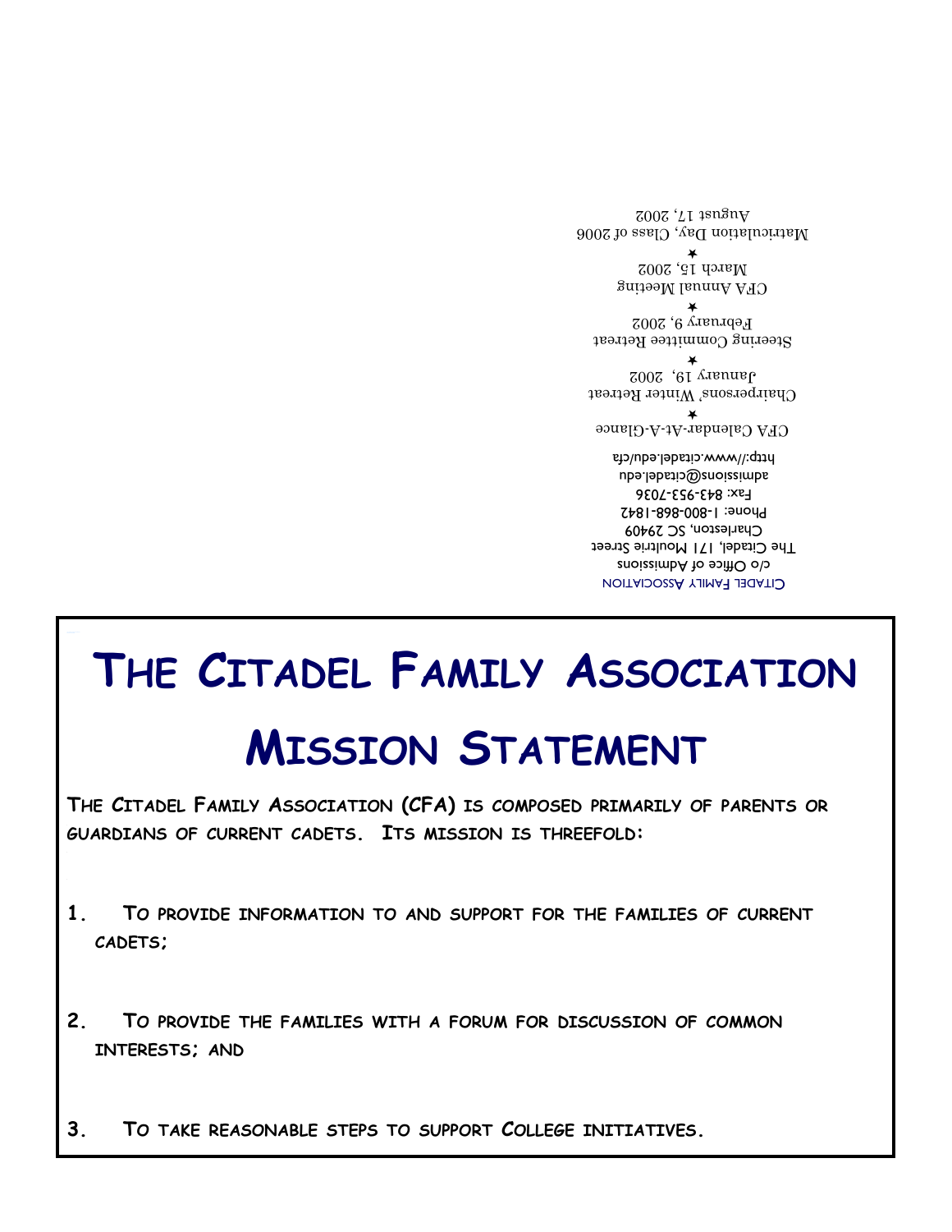Citadel Family Association

c/o Office of Admissions
The Citadel, 171 Moultrie Street
Charleston, SC 29409
Phone: 1-800-868-1842
Fax: 843-953-7036
admissions@citadel.edu
http://www.citadel.edu/cfa

CFA Calendar-At-A-Glance

✶

Chairpersons' Winter Retreat
January 19, 2002

✶

Steering Committee Retreat
February 9, 2002

✶

CFA Annual Meeting
March 15, 2002

✶

Matriculation Day, Class of 2006
August 17, 2002

# The Citadel Family Association

# Mission Statement

**The Citadel Family Association (CFA) is composed primarily of parents or guardians of current cadets. Its mission is threefold:**

1. **To provide information to and support for the families of current cadets;**

2. **To provide the families with a forum for discussion of common interests; and**

3. **To take reasonable steps to support College initiatives.**